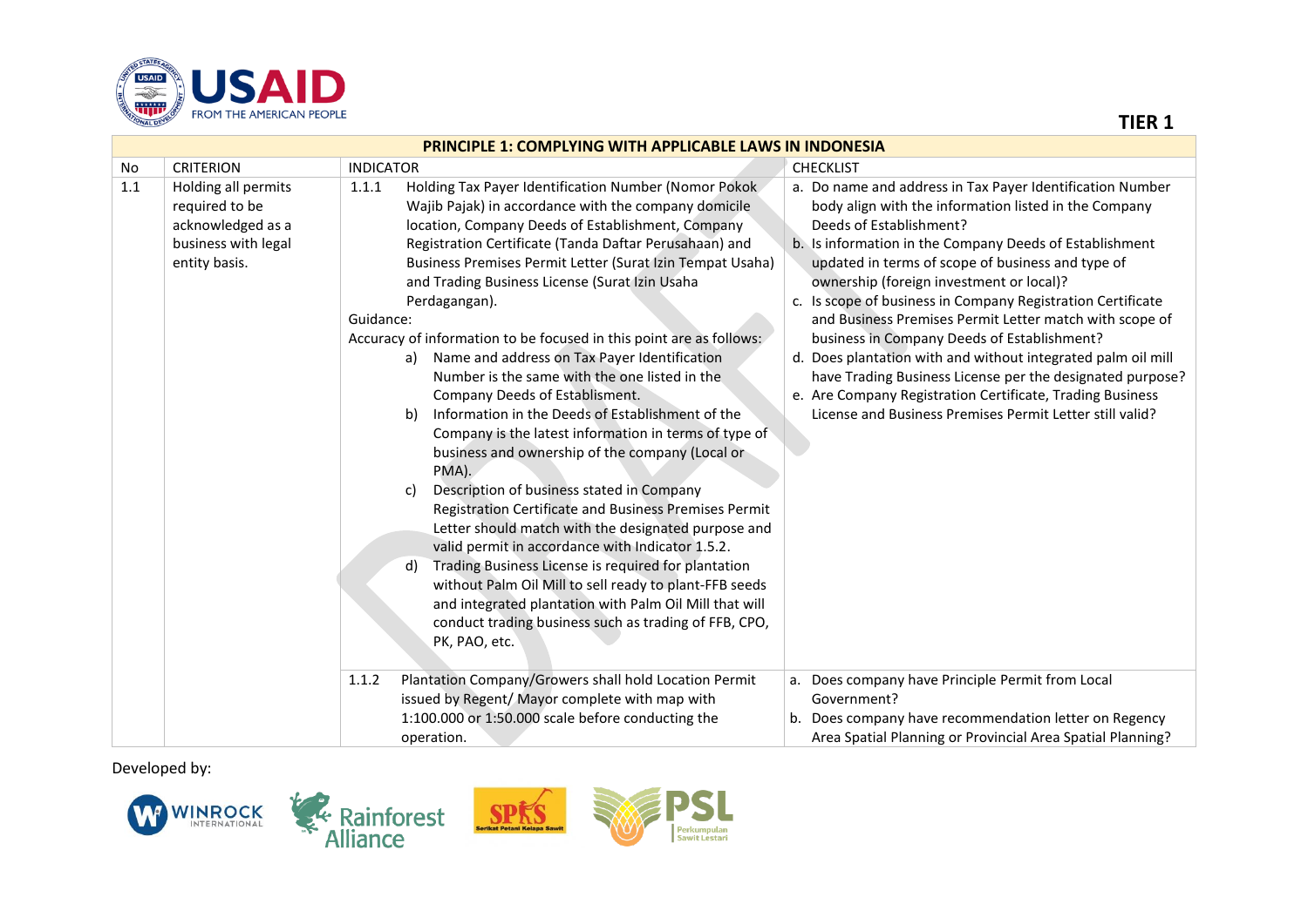**TIER 1**

| PRINCIPLE 1: COMPLYING WITH APPLICABLE LAWS IN INDONESIA | | | |
|---|---|---|---|
| No | CRITERION | INDICATOR | CHECKLIST |
| 1.1 | Holding all permits required to be acknowledged as a business with legal entity basis. | 1.1.1 Holding Tax Payer Identification Number (Nomor Pokok Wajib Pajak) in accordance with the company domicile location, Company Deeds of Establishment, Company Registration Certificate (Tanda Daftar Perusahaan) and Business Premises Permit Letter (Surat Izin Tempat Usaha) and Trading Business License (Surat Izin Usaha Perdagangan).<br>Guidance:<br>Accuracy of information to be focused in this point are as follows:<br>a) Name and address on Tax Payer Identification Number is the same with the one listed in the Company Deeds of Establisment.<br>b) Information in the Deeds of Establishment of the Company is the latest information in terms of type of business and ownership of the company (Local or PMA).<br>c) Description of business stated in Company Registration Certificate and Business Premises Permit Letter should match with the designated purpose and valid permit in accordance with Indicator 1.5.2.<br>d) Trading Business License is required for plantation without Palm Oil Mill to sell ready to plant-FFB seeds and integrated plantation with Palm Oil Mill that will conduct trading business such as trading of FFB, CPO, PK, PAO, etc. | a. Do name and address in Tax Payer Identification Number body align with the information listed in the Company Deeds of Establishment?<br>b. Is information in the Company Deeds of Establishment updated in terms of scope of business and type of ownership (foreign investment or local)?<br>c. Is scope of business in Company Registration Certificate and Business Premises Permit Letter match with scope of business in Company Deeds of Establishment?<br>d. Does plantation with and without integrated palm oil mill have Trading Business License per the designated purpose?<br>e. Are Company Registration Certificate, Trading Business License and Business Premises Permit Letter still valid? |
| | | 1.1.2 Plantation Company/Growers shall hold Location Permit issued by Regent/ Mayor complete with map with 1:100.000 or 1:50.000 scale before conducting the operation. | a. Does company have Principle Permit from Local Government?<br>b. Does company have recommendation letter on Regency Area Spatial Planning or Provincial Area Spatial Planning? |

Developed by: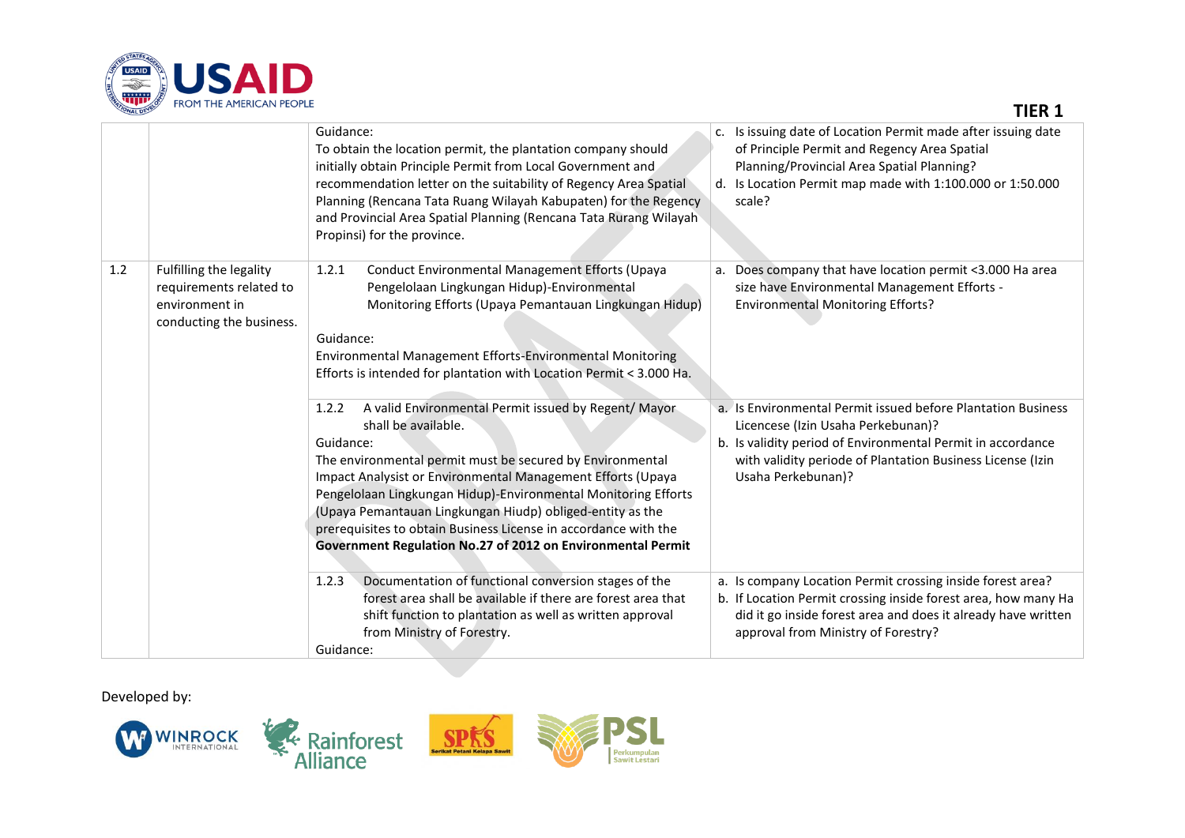**TIER 1**

| | | | |
|---|---|---|---|
| | | Guidance:<br>To obtain the location permit, the plantation company should initially obtain Principle Permit from Local Government and recommendation letter on the suitability of Regency Area Spatial Planning (Rencana Tata Ruang Wilayah Kabupaten) for the Regency and Provincial Area Spatial Planning (Rencana Tata Rurang Wilayah Propinsi) for the province. | c. Is issuing date of Location Permit made after issuing date of Principle Permit and Regency Area Spatial Planning/Provincial Area Spatial Planning?<br>d. Is Location Permit map made with 1:100.000 or 1:50.000 scale? |
| 1.2 | Fulfilling the legality requirements related to environment in conducting the business. | 1.2.1 Conduct Environmental Management Efforts (Upaya Pengelolaan Lingkungan Hidup)-Environmental Monitoring Efforts (Upaya Pemantauan Lingkungan Hidup)<br><br>Guidance:<br>Environmental Management Efforts-Environmental Monitoring Efforts is intended for plantation with Location Permit < 3.000 Ha. | a. Does company that have location permit <3.000 Ha area size have Environmental Management Efforts - Environmental Monitoring Efforts? |
| | | 1.2.2 A valid Environmental Permit issued by Regent/ Mayor shall be available.<br>Guidance:<br>The environmental permit must be secured by Environmental Impact Analysist or Environmental Management Efforts (Upaya Pengelolaan Lingkungan Hidup)-Environmental Monitoring Efforts (Upaya Pemantauan Lingkungan Hiudp) obliged-entity as the prerequisites to obtain Business License in accordance with the **Government Regulation No.27 of 2012 on Environmental Permit** | a. Is Environmental Permit issued before Plantation Business Licencese (Izin Usaha Perkebunan)?<br>b. Is validity period of Environmental Permit in accordance with validity periode of Plantation Business License (Izin Usaha Perkebunan)? |
| | | 1.2.3 Documentation of functional conversion stages of the forest area shall be available if there are forest area that shift function to plantation as well as written approval from Ministry of Forestry.<br>Guidance: | a. Is company Location Permit crossing inside forest area?<br>b. If Location Permit crossing inside forest area, how many Ha did it go inside forest area and does it already have written approval from Ministry of Forestry? |

Developed by: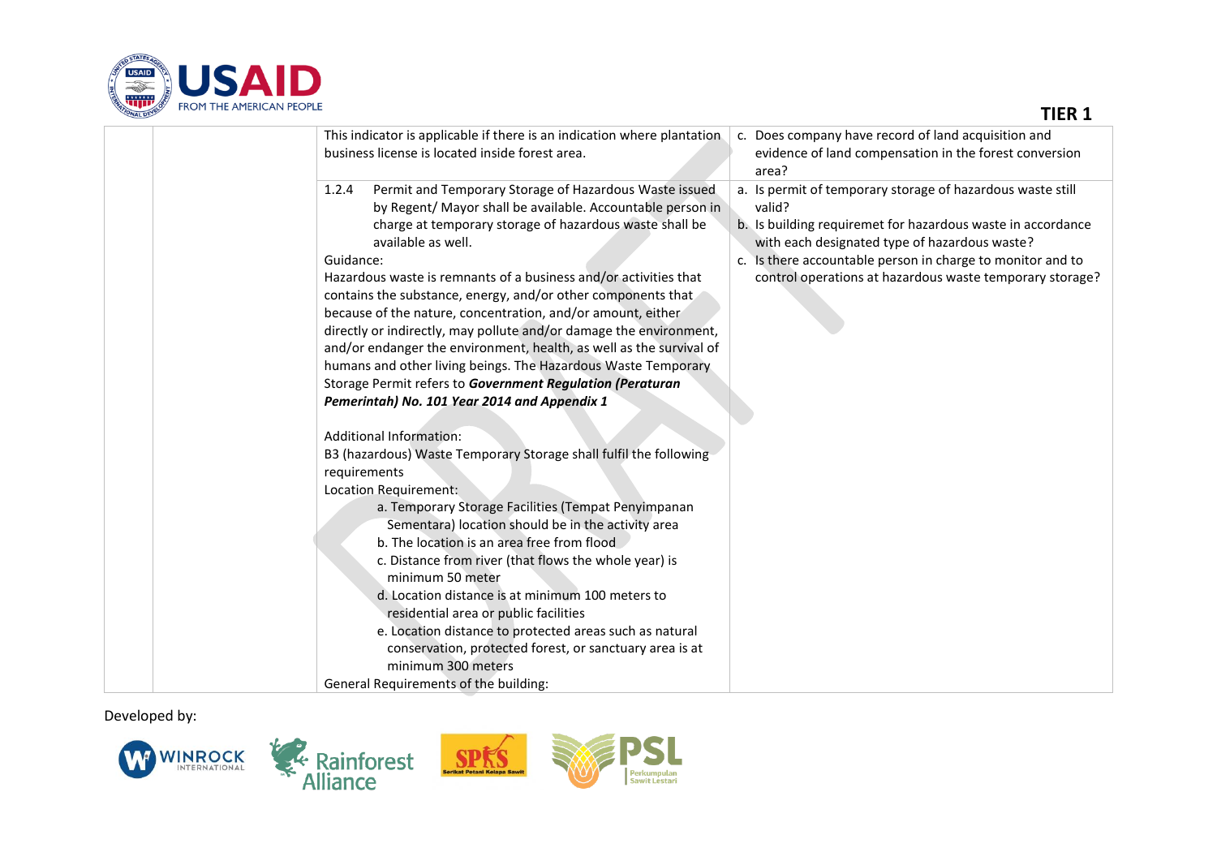**TIER 1**

| | | | |
|---|---|---|---|
| | | This indicator is applicable if there is an indication where plantation business license is located inside forest area. | c. Does company have record of land acquisition and evidence of land compensation in the forest conversion area? |
| | | 1.2.4 Permit and Temporary Storage of Hazardous Waste issued by Regent/ Mayor shall be available. Accountable person in charge at temporary storage of hazardous waste shall be available as well.<br>Guidance:<br>Hazardous waste is remnants of a business and/or activities that contains the substance, energy, and/or other components that because of the nature, concentration, and/or amount, either directly or indirectly, may pollute and/or damage the environment, and/or endanger the environment, health, as well as the survival of humans and other living beings. The Hazardous Waste Temporary Storage Permit refers to ***Government Regulation (Peraturan Pemerintah) No. 101 Year 2014 and Appendix 1***<br><br>Additional Information:<br>B3 (hazardous) Waste Temporary Storage shall fulfil the following requirements<br>Location Requirement:<br>a. Temporary Storage Facilities (Tempat Penyimpanan Sementara) location should be in the activity area<br>b. The location is an area free from flood<br>c. Distance from river (that flows the whole year) is minimum 50 meter<br>d. Location distance is at minimum 100 meters to residential area or public facilities<br>e. Location distance to protected areas such as natural conservation, protected forest, or sanctuary area is at minimum 300 meters<br>General Requirements of the building: | a. Is permit of temporary storage of hazardous waste still valid?<br>b. Is building requiremet for hazardous waste in accordance with each designated type of hazardous waste?<br>c. Is there accountable person in charge to monitor and to control operations at hazardous waste temporary storage? |

Developed by: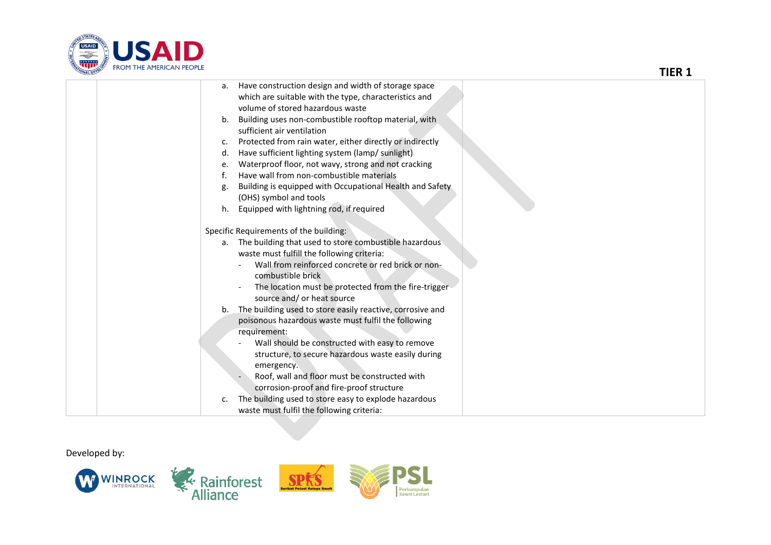| | | a. Have construction design and width of storage space which are suitable with the type, characteristics and volume of stored hazardous waste<br>b. Building uses non-combustible rooftop material, with sufficient air ventilation<br>c. Protected from rain water, either directly or indirectly<br>d. Have sufficient lighting system (lamp/ sunlight)<br>e. Waterproof floor, not wavy, strong and not cracking<br>f. Have wall from non-combustible materials<br>g. Building is equipped with Occupational Health and Safety (OHS) symbol and tools<br>h. Equipped with lightning rod, if required<br><br>Specific Requirements of the building:<br>a. The building that used to store combustible hazardous waste must fulfill the following criteria:<br>- Wall from reinforced concrete or red brick or non-combustible brick<br>- The location must be protected from the fire-trigger source and/ or heat source<br>b. The building used to store easily reactive, corrosive and poisonous hazardous waste must fulfil the following requirement:<br>- Wall should be constructed with easy to remove structure, to secure hazardous waste easily during emergency.<br>- Roof, wall and floor must be constructed with corrosion-proof and fire-proof structure<br>c. The building used to store easy to explode hazardous waste must fulfil the following criteria: | |
|---|---|---|---|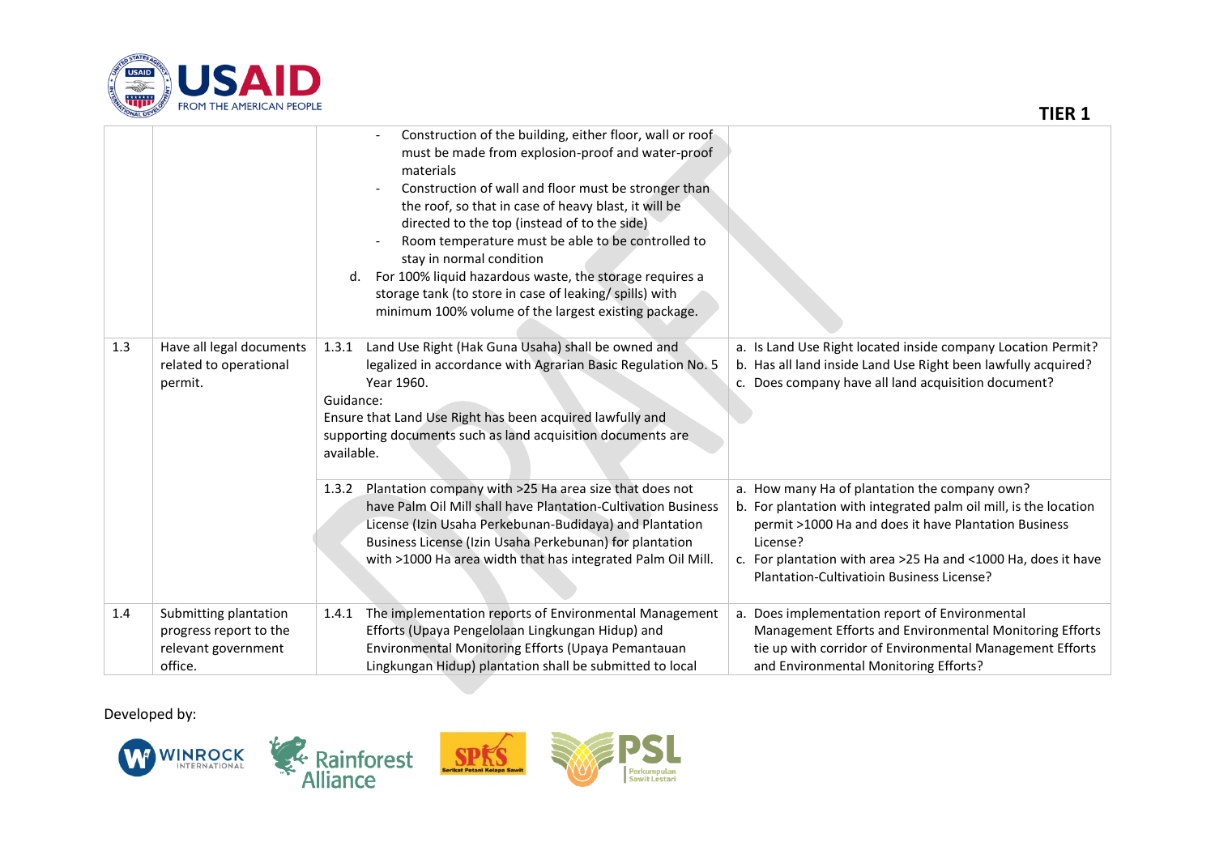| | | | |
|---|---|---|---|
| | | - Construction of the building, either floor, wall or roof must be made from explosion-proof and water-proof materials<br>- Construction of wall and floor must be stronger than the roof, so that in case of heavy blast, it will be directed to the top (instead of to the side)<br>- Room temperature must be able to be controlled to stay in normal condition<br>d. For 100% liquid hazardous waste, the storage requires a storage tank (to store in case of leaking/ spills) with minimum 100% volume of the largest existing package. | |
| 1.3 | Have all legal documents related to operational permit. | 1.3.1 Land Use Right (Hak Guna Usaha) shall be owned and legalized in accordance with Agrarian Basic Regulation No. 5 Year 1960.<br>Guidance:<br>Ensure that Land Use Right has been acquired lawfully and supporting documents such as land acquisition documents are available. | a. Is Land Use Right located inside company Location Permit?<br>b. Has all land inside Land Use Right been lawfully acquired?<br>c. Does company have all land acquisition document? |
| | | 1.3.2 Plantation company with >25 Ha area size that does not have Palm Oil Mill shall have Plantation-Cultivation Business License (Izin Usaha Perkebunan-Budidaya) and Plantation Business License (Izin Usaha Perkebunan) for plantation with >1000 Ha area width that has integrated Palm Oil Mill. | a. How many Ha of plantation the company own?<br>b. For plantation with integrated palm oil mill, is the location permit >1000 Ha and does it have Plantation Business License?<br>c. For plantation with area >25 Ha and <1000 Ha, does it have Plantation-Cultivatioin Business License? |
| 1.4 | Submitting plantation progress report to the relevant government office. | 1.4.1 The implementation reports of Environmental Management Efforts (Upaya Pengelolaan Lingkungan Hidup) and Environmental Monitoring Efforts (Upaya Pemantauan Lingkungan Hidup) plantation shall be submitted to local | a. Does implementation report of Environmental Management Efforts and Environmental Monitoring Efforts tie up with corridor of Environmental Management Efforts and Environmental Monitoring Efforts? |

Developed by: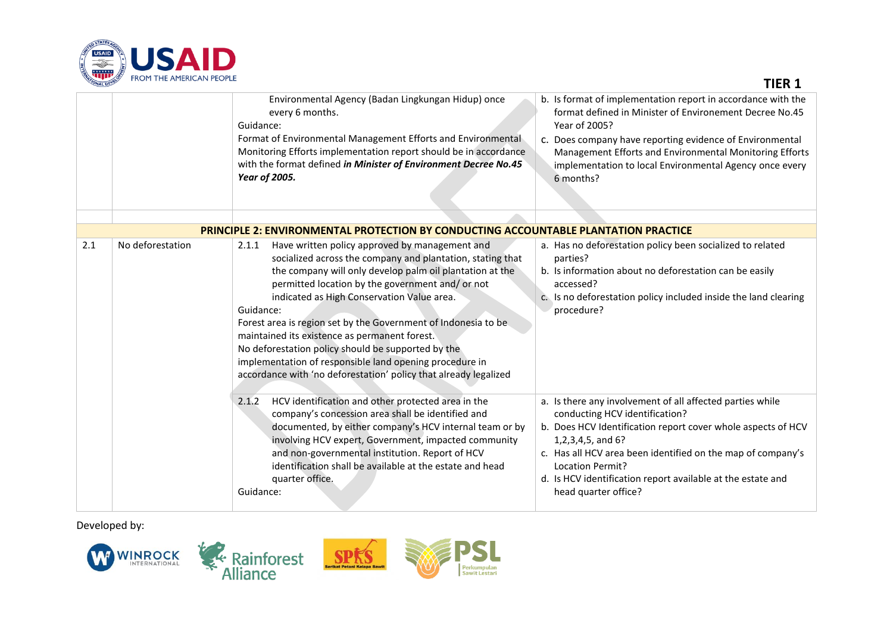**TIER 1**

| | | | |
|---|---|---|---|
| | | Environmental Agency (Badan Lingkungan Hidup) once every 6 months.<br>Guidance:<br>Format of Environmental Management Efforts and Environmental Monitoring Efforts implementation report should be in accordance with the format defined ***in Minister of Environment Decree No.45 Year of 2005.*** | b. Is format of implementation report in accordance with the format defined in Minister of Environement Decree No.45 Year of 2005?<br>c. Does company have reporting evidence of Environmental Management Efforts and Environmental Monitoring Efforts implementation to local Environmental Agency once every 6 months? |
| | | | |
| **PRINCIPLE 2: ENVIRONMENTAL PROTECTION BY CONDUCTING ACCOUNTABLE PLANTATION PRACTICE** | | | |
| 2.1 | No deforestation | 2.1.1 Have written policy approved by management and socialized across the company and plantation, stating that the company will only develop palm oil plantation at the permitted location by the government and/ or not indicated as High Conservation Value area.<br>Guidance:<br>Forest area is region set by the Government of Indonesia to be maintained its existence as permanent forest.<br>No deforestation policy should be supported by the implementation of responsible land opening procedure in accordance with 'no deforestation' policy that already legalized | a. Has no deforestation policy been socialized to related parties?<br>b. Is information about no deforestation can be easily accessed?<br>c. Is no deforestation policy included inside the land clearing procedure? |
| | | 2.1.2 HCV identification and other protected area in the company's concession area shall be identified and documented, by either company's HCV internal team or by involving HCV expert, Government, impacted community and non-governmental institution. Report of HCV identification shall be available at the estate and head quarter office.<br>Guidance: | a. Is there any involvement of all affected parties while conducting HCV identification?<br>b. Does HCV Identification report cover whole aspects of HCV 1,2,3,4,5, and 6?<br>c. Has all HCV area been identified on the map of company's Location Permit?<br>d. Is HCV identification report available at the estate and head quarter office? |

Developed by: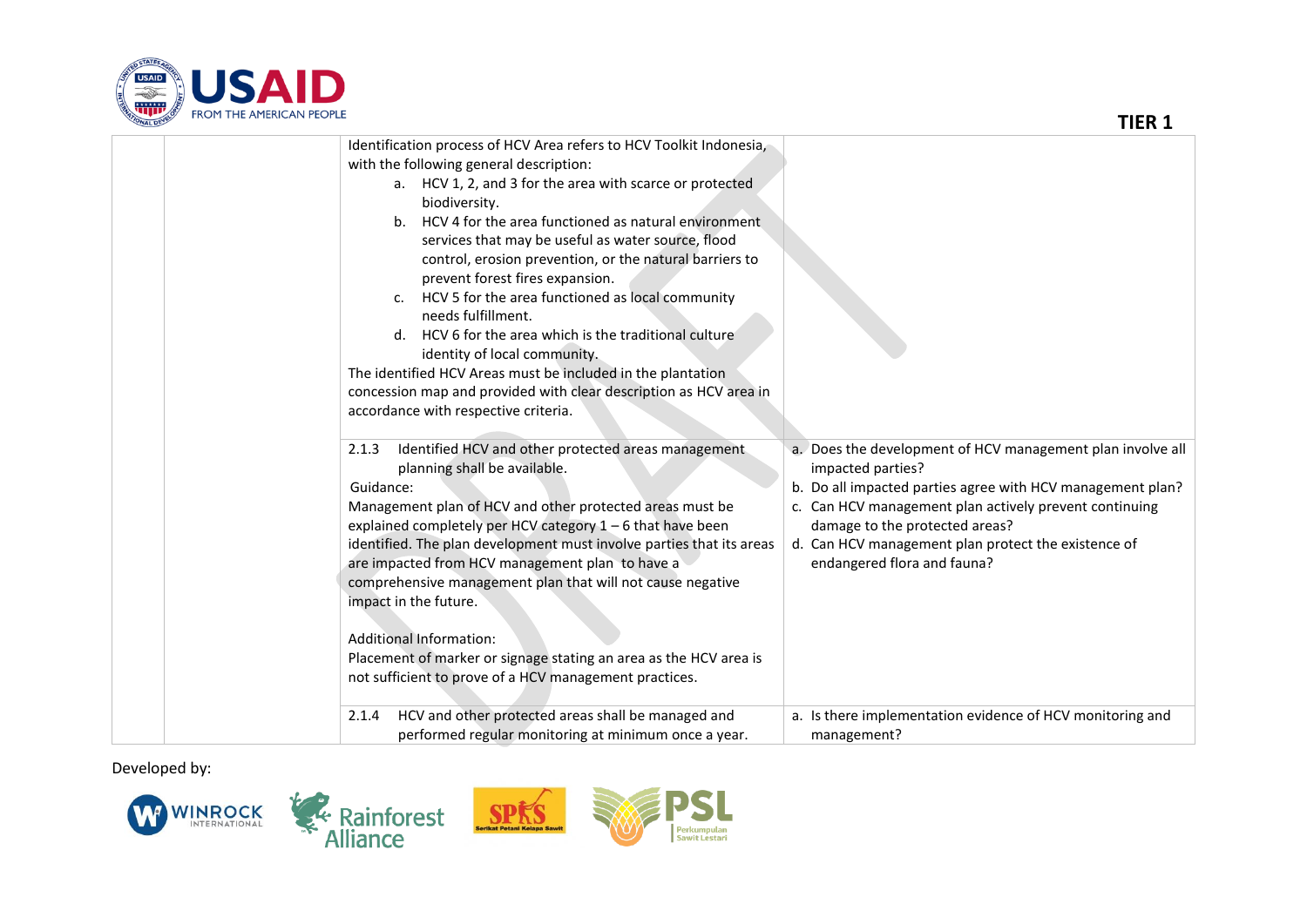| | | | |
|---|---|---|---|
| | | Identification process of HCV Area refers to HCV Toolkit Indonesia, with the following general description:<br>a. HCV 1, 2, and 3 for the area with scarce or protected biodiversity.<br>b. HCV 4 for the area functioned as natural environment services that may be useful as water source, flood control, erosion prevention, or the natural barriers to prevent forest fires expansion.<br>c. HCV 5 for the area functioned as local community needs fulfillment.<br>d. HCV 6 for the area which is the traditional culture identity of local community.<br>The identified HCV Areas must be included in the plantation concession map and provided with clear description as HCV area in accordance with respective criteria. | |
| | | 2.1.3 Identified HCV and other protected areas management planning shall be available.<br>Guidance:<br>Management plan of HCV and other protected areas must be explained completely per HCV category 1 – 6 that have been identified. The plan development must involve parties that its areas are impacted from HCV management plan to have a comprehensive management plan that will not cause negative impact in the future.<br><br>Additional Information:<br>Placement of marker or signage stating an area as the HCV area is not sufficient to prove of a HCV management practices. | a. Does the development of HCV management plan involve all impacted parties?<br>b. Do all impacted parties agree with HCV management plan?<br>c. Can HCV management plan actively prevent continuing damage to the protected areas?<br>d. Can HCV management plan protect the existence of endangered flora and fauna? |
| | | 2.1.4 HCV and other protected areas shall be managed and performed regular monitoring at minimum once a year. | a. Is there implementation evidence of HCV monitoring and management? |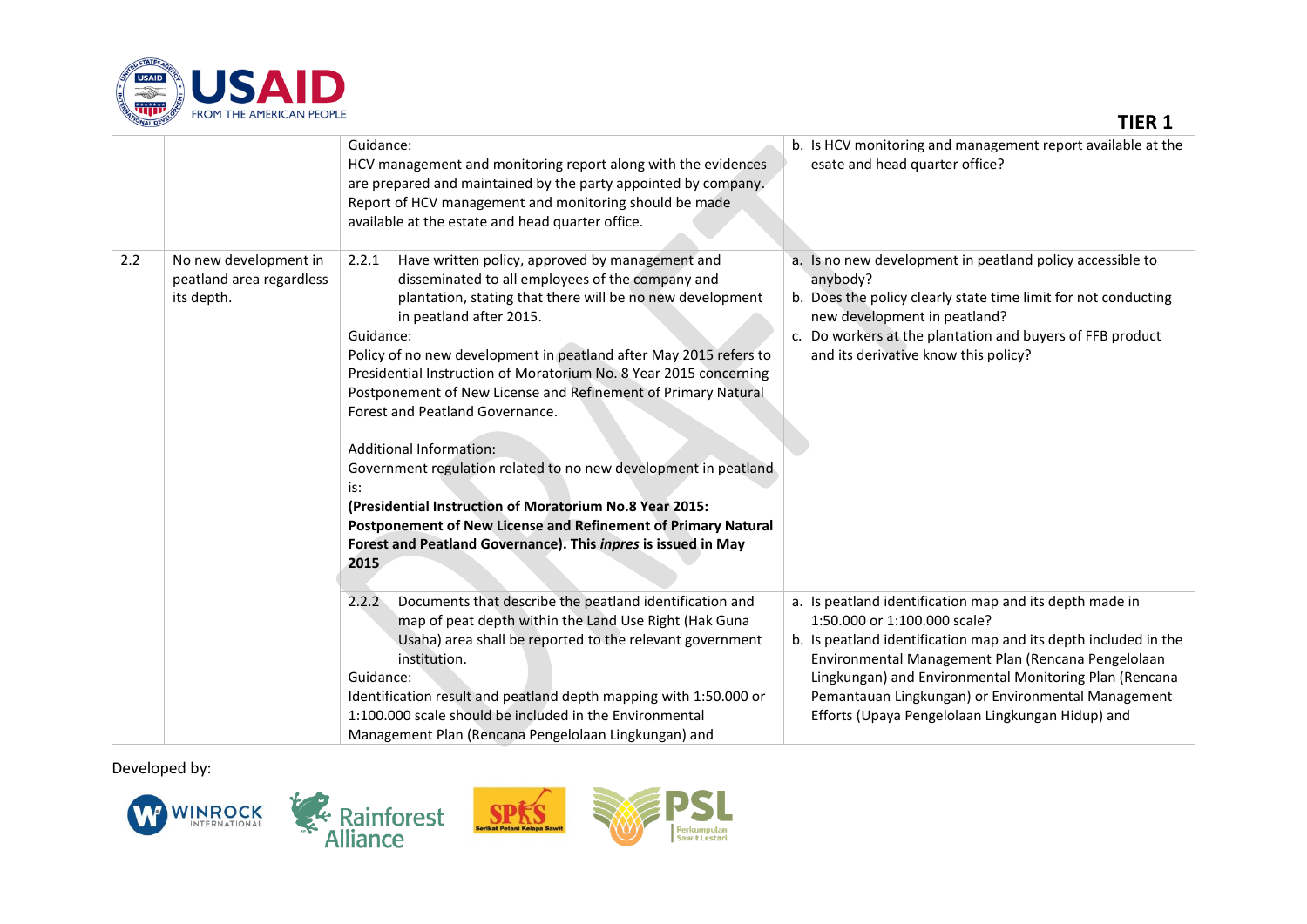| | | | |
|---|---|---|---|
| | | Guidance:<br>HCV management and monitoring report along with the evidences are prepared and maintained by the party appointed by company. Report of HCV management and monitoring should be made available at the estate and head quarter office. | b. Is HCV monitoring and management report available at the esate and head quarter office? |
| 2.2 | No new development in peatland area regardless its depth. | 2.2.1 Have written policy, approved by management and disseminated to all employees of the company and plantation, stating that there will be no new development in peatland after 2015.<br>Guidance:<br>Policy of no new development in peatland after May 2015 refers to Presidential Instruction of Moratorium No. 8 Year 2015 concerning Postponement of New License and Refinement of Primary Natural Forest and Peatland Governance.<br><br>Additional Information:<br>Government regulation related to no new development in peatland is:<br>**(Presidential Instruction of Moratorium No.8 Year 2015: Postponement of New License and Refinement of Primary Natural Forest and Peatland Governance). This *inpres* is issued in May 2015** | a. Is no new development in peatland policy accessible to anybody?<br>b. Does the policy clearly state time limit for not conducting new development in peatland?<br>c. Do workers at the plantation and buyers of FFB product and its derivative know this policy? |
| | | 2.2.2 Documents that describe the peatland identification and map of peat depth within the Land Use Right (Hak Guna Usaha) area shall be reported to the relevant government institution.<br>Guidance:<br>Identification result and peatland depth mapping with 1:50.000 or 1:100.000 scale should be included in the Environmental Management Plan (Rencana Pengelolaan Lingkungan) and | a. Is peatland identification map and its depth made in 1:50.000 or 1:100.000 scale?<br>b. Is peatland identification map and its depth included in the Environmental Management Plan (Rencana Pengelolaan Lingkungan) and Environmental Monitoring Plan (Rencana Pemantauan Lingkungan) or Environmental Management Efforts (Upaya Pengelolaan Lingkungan Hidup) and |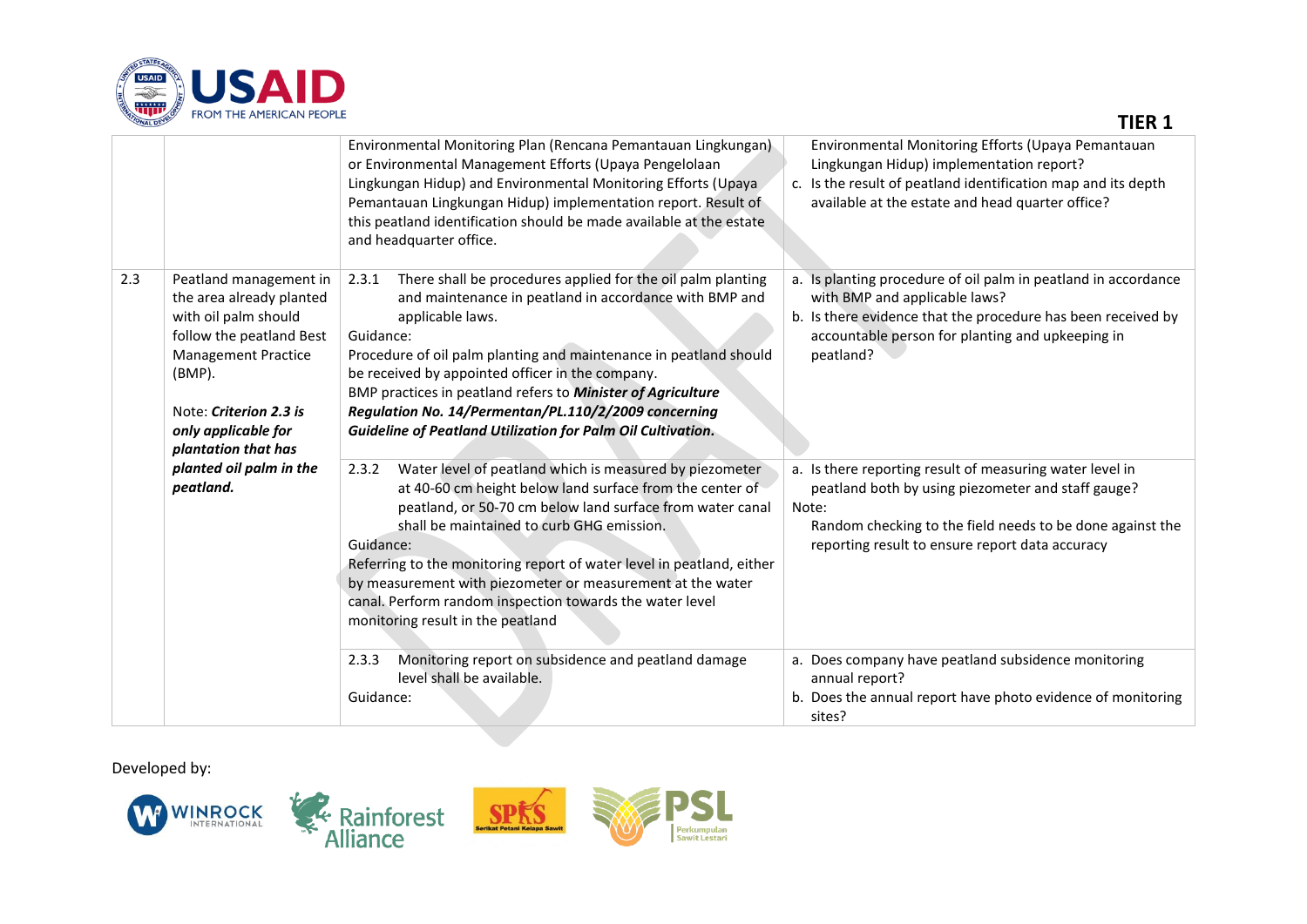**TIER 1**

| | | | |
|---|---|---|---|
| | | Environmental Monitoring Plan (Rencana Pemantauan Lingkungan) or Environmental Management Efforts (Upaya Pengelolaan Lingkungan Hidup) and Environmental Monitoring Efforts (Upaya Pemantauan Lingkungan Hidup) implementation report. Result of this peatland identification should be made available at the estate and headquarter office. | Environmental Monitoring Efforts (Upaya Pemantauan Lingkungan Hidup) implementation report?<br>c. Is the result of peatland identification map and its depth available at the estate and head quarter office? |
| 2.3 | Peatland management in the area already planted with oil palm should follow the peatland Best Management Practice (BMP).<br><br>Note: ***Criterion 2.3 is only applicable for plantation that has planted oil palm in the peatland.*** | 2.3.1 There shall be procedures applied for the oil palm planting and maintenance in peatland in accordance with BMP and applicable laws.<br>Guidance:<br>Procedure of oil palm planting and maintenance in peatland should be received by appointed officer in the company.<br>BMP practices in peatland refers to ***Minister of Agriculture Regulation No. 14/Permentan/PL.110/2/2009 concerning Guideline of Peatland Utilization for Palm Oil Cultivation.*** | a. Is planting procedure of oil palm in peatland in accordance with BMP and applicable laws?<br>b. Is there evidence that the procedure has been received by accountable person for planting and upkeeping in peatland? |
| | | 2.3.2 Water level of peatland which is measured by piezometer at 40-60 cm height below land surface from the center of peatland, or 50-70 cm below land surface from water canal shall be maintained to curb GHG emission.<br>Guidance:<br>Referring to the monitoring report of water level in peatland, either by measurement with piezometer or measurement at the water canal. Perform random inspection towards the water level monitoring result in the peatland | a. Is there reporting result of measuring water level in peatland both by using piezometer and staff gauge?<br>Note:<br>Random checking to the field needs to be done against the reporting result to ensure report data accuracy |
| | | 2.3.3 Monitoring report on subsidence and peatland damage level shall be available.<br>Guidance: | a. Does company have peatland subsidence monitoring annual report?<br>b. Does the annual report have photo evidence of monitoring sites? |

Developed by: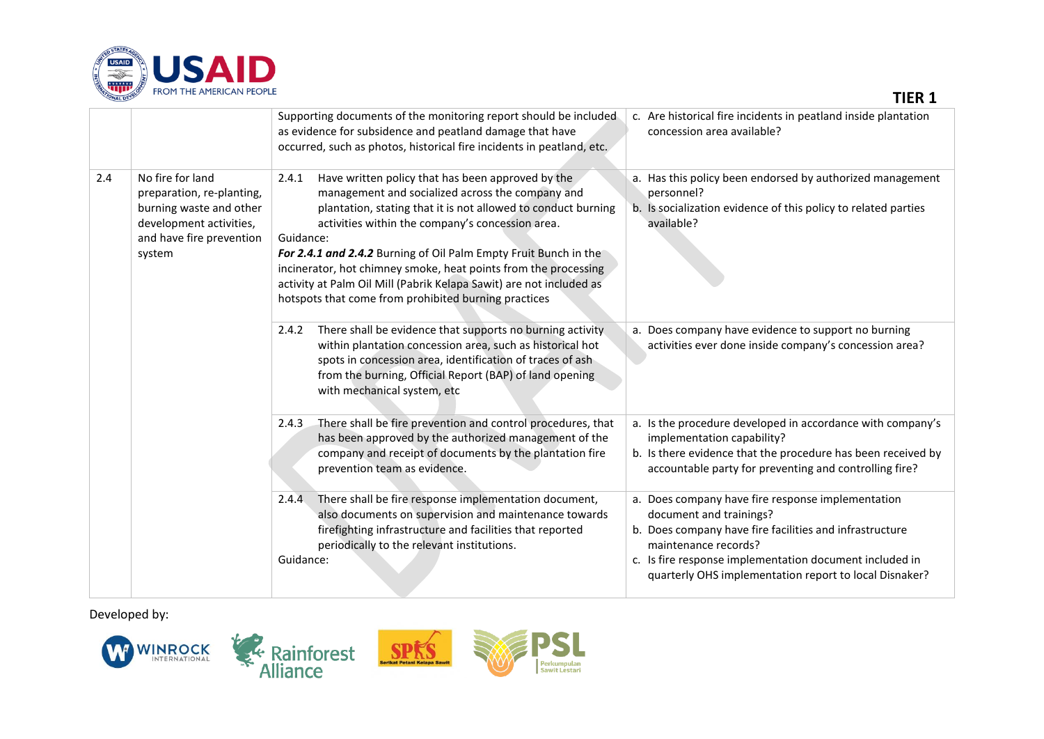**TIER 1**

| | | | |
|---|---|---|---|
| | | Supporting documents of the monitoring report should be included as evidence for subsidence and peatland damage that have occurred, such as photos, historical fire incidents in peatland, etc. | c. Are historical fire incidents in peatland inside plantation concession area available? |
| 2.4 | No fire for land preparation, re-planting, burning waste and other development activities, and have fire prevention system | 2.4.1 Have written policy that has been approved by the management and socialized across the company and plantation, stating that it is not allowed to conduct burning activities within the company's concession area.<br>Guidance:<br>***For 2.4.1 and 2.4.2*** Burning of Oil Palm Empty Fruit Bunch in the incinerator, hot chimney smoke, heat points from the processing activity at Palm Oil Mill (Pabrik Kelapa Sawit) are not included as hotspots that come from prohibited burning practices | a. Has this policy been endorsed by authorized management personnel?<br>b. Is socialization evidence of this policy to related parties available? |
| | | 2.4.2 There shall be evidence that supports no burning activity within plantation concession area, such as historical hot spots in concession area, identification of traces of ash from the burning, Official Report (BAP) of land opening with mechanical system, etc | a. Does company have evidence to support no burning activities ever done inside company's concession area? |
| | | 2.4.3 There shall be fire prevention and control procedures, that has been approved by the authorized management of the company and receipt of documents by the plantation fire prevention team as evidence. | a. Is the procedure developed in accordance with company's implementation capability?<br>b. Is there evidence that the procedure has been received by accountable party for preventing and controlling fire? |
| | | 2.4.4 There shall be fire response implementation document, also documents on supervision and maintenance towards firefighting infrastructure and facilities that reported periodically to the relevant institutions.<br>Guidance: | a. Does company have fire response implementation document and trainings?<br>b. Does company have fire facilities and infrastructure maintenance records?<br>c. Is fire response implementation document included in quarterly OHS implementation report to local Disnaker? |

Developed by: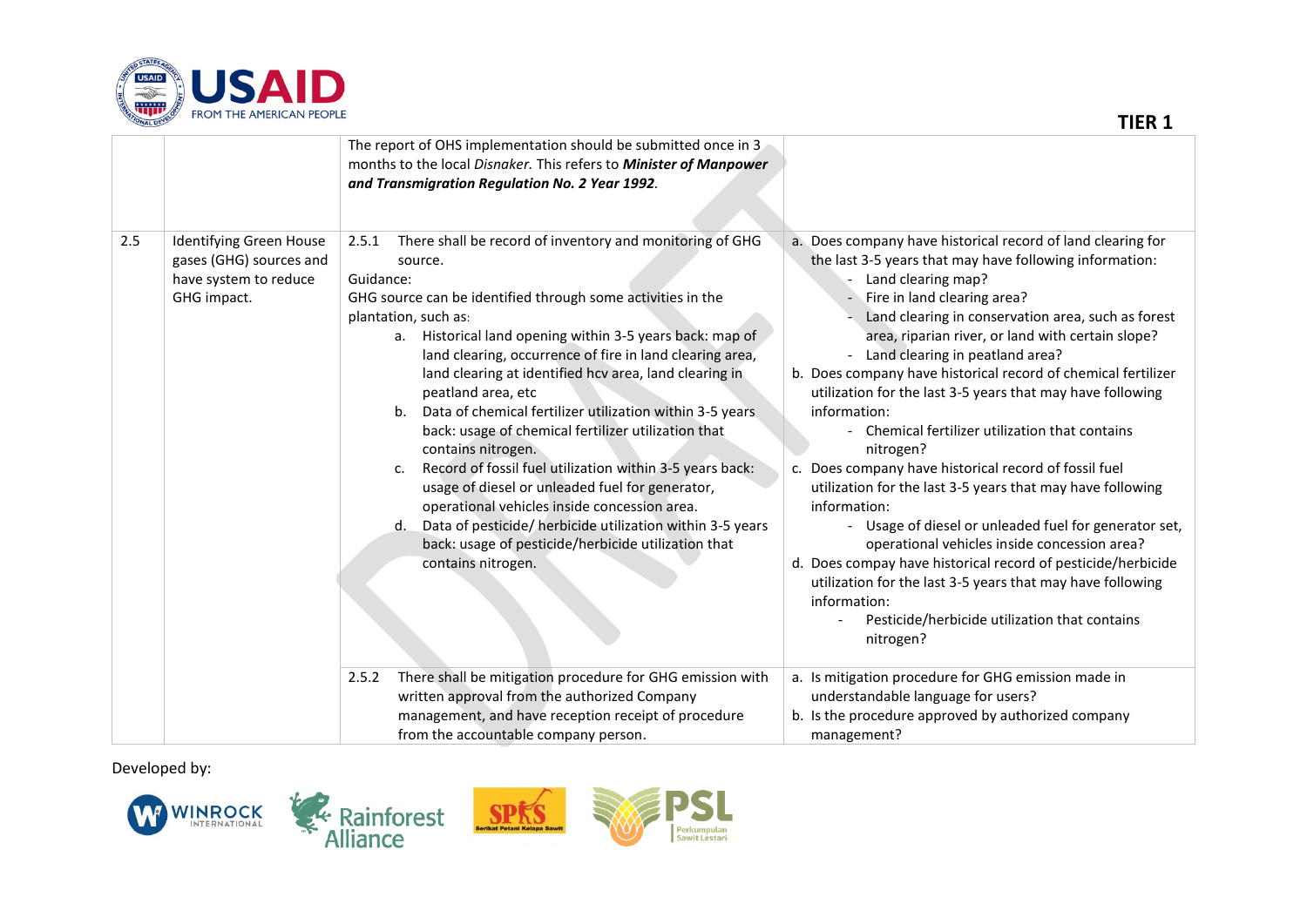| | | | |
|---|---|---|---|
| | | The report of OHS implementation should be submitted once in 3 months to the local *Disnaker.* This refers to ***Minister of Manpower and Transmigration Regulation No. 2 Year 1992***. | |
| 2.5 | Identifying Green House gases (GHG) sources and have system to reduce GHG impact. | 2.5.1 There shall be record of inventory and monitoring of GHG source.<br>Guidance:<br>GHG source can be identified through some activities in the plantation, such as:<br>a. Historical land opening within 3-5 years back: map of land clearing, occurrence of fire in land clearing area, land clearing at identified hcv area, land clearing in peatland area, etc<br>b. Data of chemical fertilizer utilization within 3-5 years back: usage of chemical fertilizer utilization that contains nitrogen.<br>c. Record of fossil fuel utilization within 3-5 years back: usage of diesel or unleaded fuel for generator, operational vehicles inside concession area.<br>d. Data of pesticide/ herbicide utilization within 3-5 years back: usage of pesticide/herbicide utilization that contains nitrogen. | a. Does company have historical record of land clearing for the last 3-5 years that may have following information:<br>- Land clearing map?<br>- Fire in land clearing area?<br>- Land clearing in conservation area, such as forest area, riparian river, or land with certain slope?<br>- Land clearing in peatland area?<br>b. Does company have historical record of chemical fertilizer utilization for the last 3-5 years that may have following information:<br>- Chemical fertilizer utilization that contains nitrogen?<br>c. Does company have historical record of fossil fuel utilization for the last 3-5 years that may have following information:<br>- Usage of diesel or unleaded fuel for generator set, operational vehicles inside concession area?<br>d. Does compay have historical record of pesticide/herbicide utilization for the last 3-5 years that may have following information:<br>- Pesticide/herbicide utilization that contains nitrogen? |
| | | 2.5.2 There shall be mitigation procedure for GHG emission with written approval from the authorized Company management, and have reception receipt of procedure from the accountable company person. | a. Is mitigation procedure for GHG emission made in understandable language for users?<br>b. Is the procedure approved by authorized company management? |

Developed by: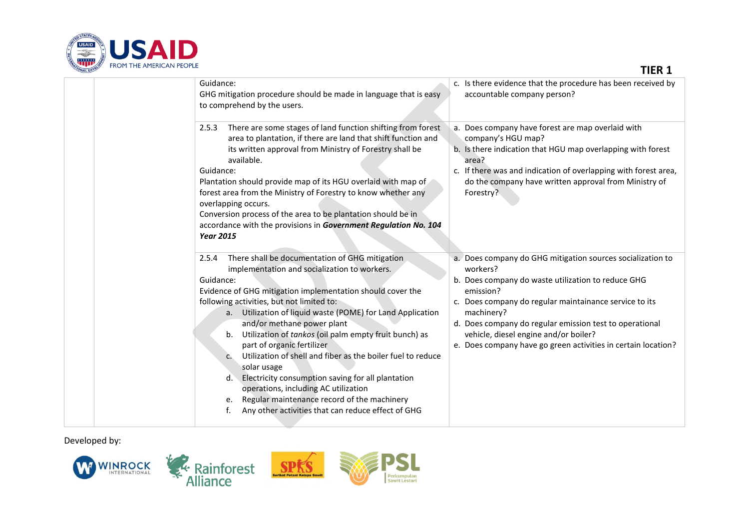| | | | |
|---|---|---|---|
| | | Guidance:<br>GHG mitigation procedure should be made in language that is easy to comprehend by the users. | c. Is there evidence that the procedure has been received by accountable company person? |
| | | 2.5.3 There are some stages of land function shifting from forest area to plantation, if there are land that shift function and its written approval from Ministry of Forestry shall be available.<br>Guidance:<br>Plantation should provide map of its HGU overlaid with map of forest area from the Ministry of Forestry to know whether any overlapping occurs.<br>Conversion process of the area to be plantation should be in accordance with the provisions in ***Government Regulation No. 104 Year 2015*** | a. Does company have forest are map overlaid with company's HGU map?<br>b. Is there indication that HGU map overlapping with forest area?<br>c. If there was and indication of overlapping with forest area, do the company have written approval from Ministry of Forestry? |
| | | 2.5.4 There shall be documentation of GHG mitigation implementation and socialization to workers.<br>Guidance:<br>Evidence of GHG mitigation implementation should cover the following activities, but not limited to:<br>a. Utilization of liquid waste (POME) for Land Application and/or methane power plant<br>b. Utilization of *tankos* (oil palm empty fruit bunch) as part of organic fertilizer<br>c. Utilization of shell and fiber as the boiler fuel to reduce solar usage<br>d. Electricity consumption saving for all plantation operations, including AC utilization<br>e. Regular maintenance record of the machinery<br>f. Any other activities that can reduce effect of GHG | a. Does company do GHG mitigation sources socialization to workers?<br>b. Does company do waste utilization to reduce GHG emission?<br>c. Does company do regular maintainance service to its machinery?<br>d. Does company do regular emission test to operational vehicle, diesel engine and/or boiler?<br>e. Does company have go green activities in certain location? |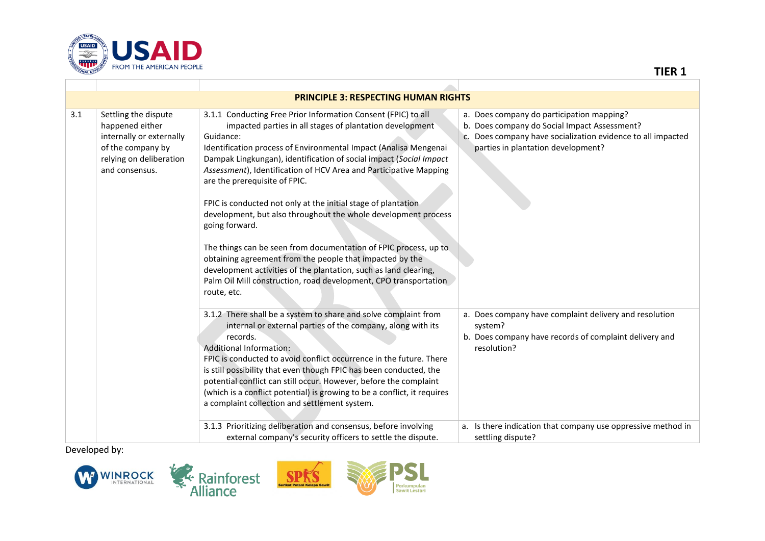**TIER 1**

| | | | |
|---|---|---|---|
| **PRINCIPLE 3: RESPECTING HUMAN RIGHTS** | | | |
| 3.1 | Settling the dispute happened either internally or externally of the company by relying on deliberation and consensus. | 3.1.1 Conducting Free Prior Information Consent (FPIC) to all impacted parties in all stages of plantation development<br>Guidance:<br>Identification process of Environmental Impact (Analisa Mengenai Dampak Lingkungan), identification of social impact (*Social Impact Assessment*), Identification of HCV Area and Participative Mapping are the prerequisite of FPIC.<br><br>FPIC is conducted not only at the initial stage of plantation development, but also throughout the whole development process going forward.<br><br>The things can be seen from documentation of FPIC process, up to obtaining agreement from the people that impacted by the development activities of the plantation, such as land clearing, Palm Oil Mill construction, road development, CPO transportation route, etc. | a. Does company do participation mapping?<br>b. Does company do Social Impact Assessment?<br>c. Does company have socialization evidence to all impacted parties in plantation development? |
| | | 3.1.2 There shall be a system to share and solve complaint from internal or external parties of the company, along with its records.<br>Additional Information:<br>FPIC is conducted to avoid conflict occurrence in the future. There is still possibility that even though FPIC has been conducted, the potential conflict can still occur. However, before the complaint (which is a conflict potential) is growing to be a conflict, it requires a complaint collection and settlement system. | a. Does company have complaint delivery and resolution system?<br>b. Does company have records of complaint delivery and resolution? |
| | | 3.1.3 Prioritizing deliberation and consensus, before involving external company's security officers to settle the dispute. | a. Is there indication that company use oppressive method in settling dispute? |

Developed by: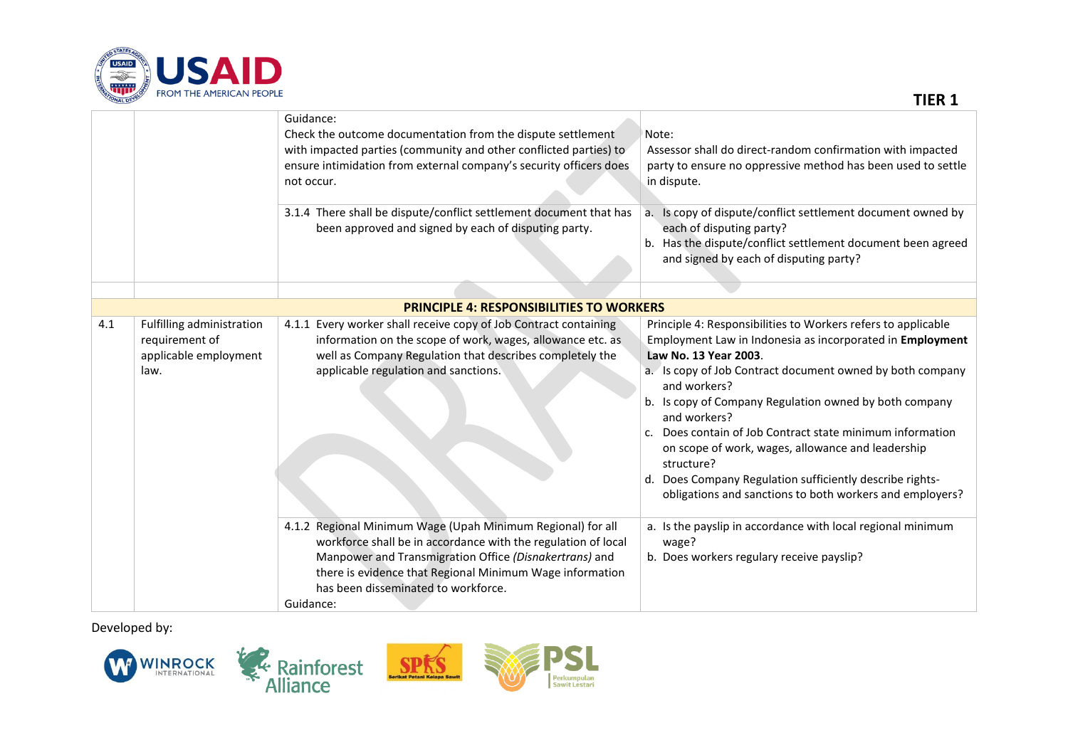**TIER 1**

| | | | |
|---|---|---|---|
| | | Guidance:<br>Check the outcome documentation from the dispute settlement with impacted parties (community and other conflicted parties) to ensure intimidation from external company's security officers does not occur. | Note:<br>Assessor shall do direct-random confirmation with impacted party to ensure no oppressive method has been used to settle in dispute. |
| | | 3.1.4 There shall be dispute/conflict settlement document that has been approved and signed by each of disputing party. | a. Is copy of dispute/conflict settlement document owned by each of disputing party?<br>b. Has the dispute/conflict settlement document been agreed and signed by each of disputing party? |
| | | | |
| **PRINCIPLE 4: RESPONSIBILITIES TO WORKERS** | | | |
| 4.1 | Fulfilling administration requirement of applicable employment law. | 4.1.1 Every worker shall receive copy of Job Contract containing information on the scope of work, wages, allowance etc. as well as Company Regulation that describes completely the applicable regulation and sanctions. | Principle 4: Responsibilities to Workers refers to applicable Employment Law in Indonesia as incorporated in **Employment Law No. 13 Year 2003**.<br>a. Is copy of Job Contract document owned by both company and workers?<br>b. Is copy of Company Regulation owned by both company and workers?<br>c. Does contain of Job Contract state minimum information on scope of work, wages, allowance and leadership structure?<br>d. Does Company Regulation sufficiently describe rights-obligations and sanctions to both workers and employers? |
| | | 4.1.2 Regional Minimum Wage (Upah Minimum Regional) for all workforce shall be in accordance with the regulation of local Manpower and Transmigration Office *(Disnakertrans)* and there is evidence that Regional Minimum Wage information has been disseminated to workforce.<br>Guidance: | a. Is the payslip in accordance with local regional minimum wage?<br>b. Does workers regulary receive payslip? |

Developed by: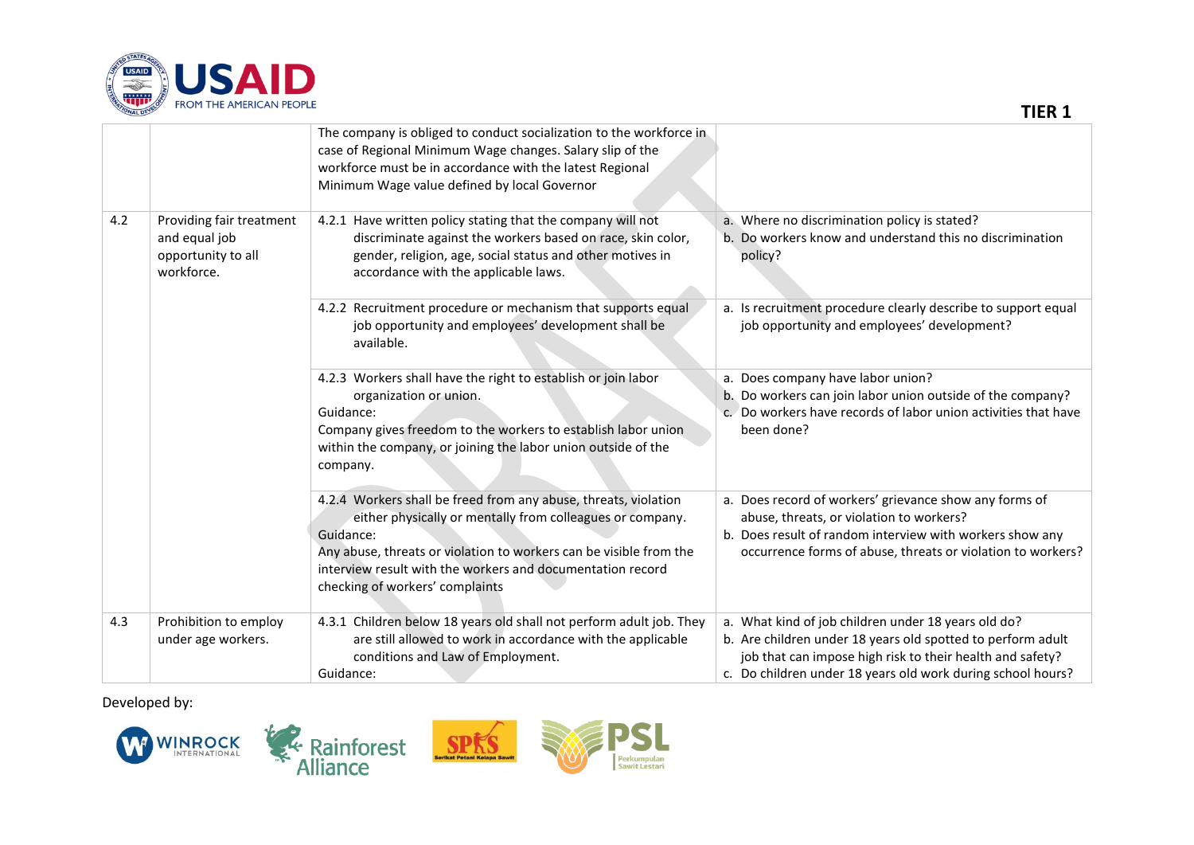| | | | |
|---|---|---|---|
| | | The company is obliged to conduct socialization to the workforce in case of Regional Minimum Wage changes. Salary slip of the workforce must be in accordance with the latest Regional Minimum Wage value defined by local Governor | |
| 4.2 | Providing fair treatment and equal job opportunity to all workforce. | 4.2.1 Have written policy stating that the company will not discriminate against the workers based on race, skin color, gender, religion, age, social status and other motives in accordance with the applicable laws. | a. Where no discrimination policy is stated?<br>b. Do workers know and understand this no discrimination policy? |
| | | 4.2.2 Recruitment procedure or mechanism that supports equal job opportunity and employees' development shall be available. | a. Is recruitment procedure clearly describe to support equal job opportunity and employees' development? |
| | | 4.2.3 Workers shall have the right to establish or join labor organization or union.<br>Guidance:<br>Company gives freedom to the workers to establish labor union within the company, or joining the labor union outside of the company. | a. Does company have labor union?<br>b. Do workers can join labor union outside of the company?<br>c. Do workers have records of labor union activities that have been done? |
| | | 4.2.4 Workers shall be freed from any abuse, threats, violation either physically or mentally from colleagues or company.<br>Guidance:<br>Any abuse, threats or violation to workers can be visible from the interview result with the workers and documentation record checking of workers' complaints | a. Does record of workers' grievance show any forms of abuse, threats, or violation to workers?<br>b. Does result of random interview with workers show any occurrence forms of abuse, threats or violation to workers? |
| 4.3 | Prohibition to employ under age workers. | 4.3.1 Children below 18 years old shall not perform adult job. They are still allowed to work in accordance with the applicable conditions and Law of Employment.<br>Guidance: | a. What kind of job children under 18 years old do?<br>b. Are children under 18 years old spotted to perform adult job that can impose high risk to their health and safety?<br>c. Do children under 18 years old work during school hours? |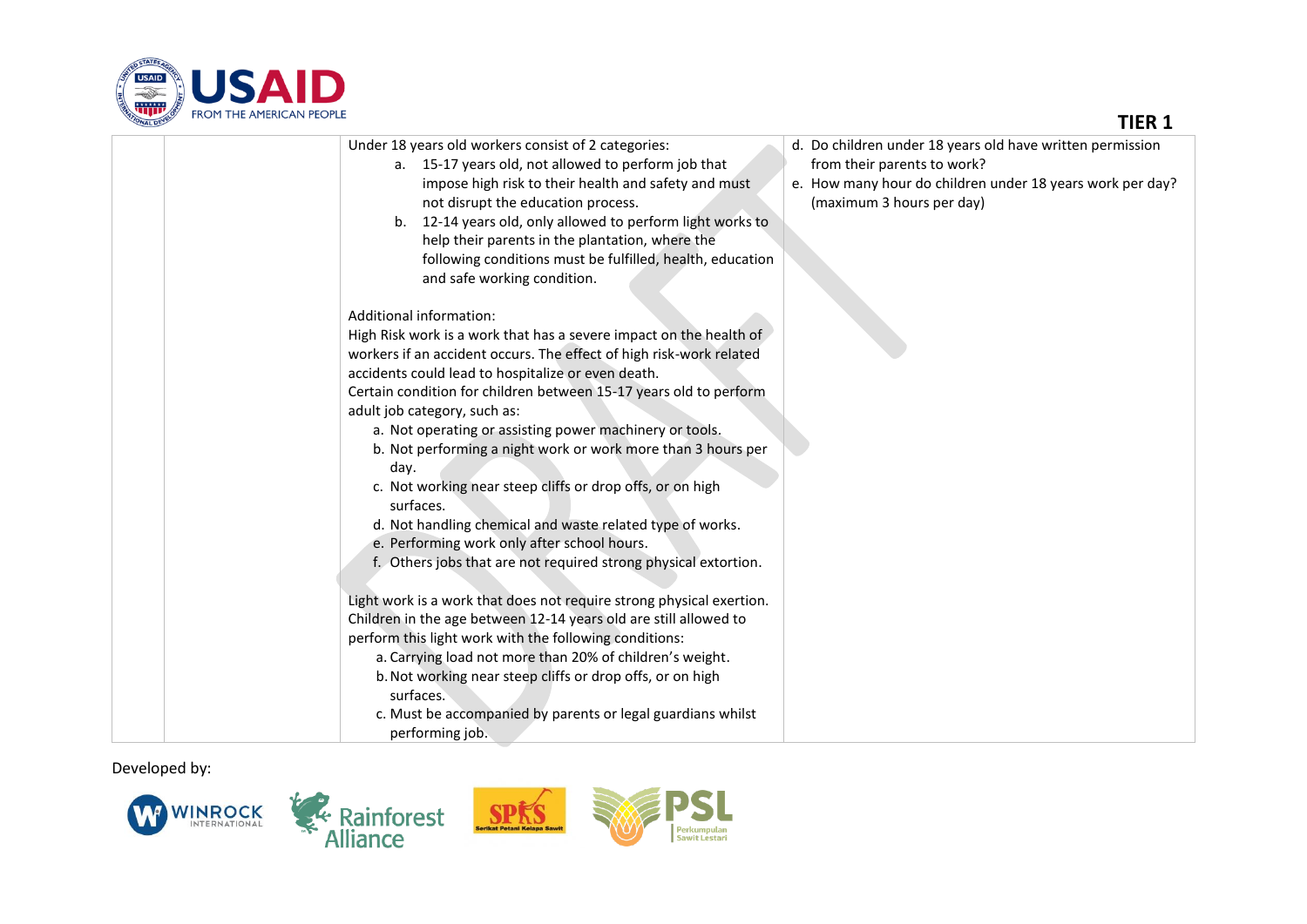**TIER 1**

| | | | |
|---|---|---|---|
| | | Under 18 years old workers consist of 2 categories:<br>a. 15-17 years old, not allowed to perform job that impose high risk to their health and safety and must not disrupt the education process.<br>b. 12-14 years old, only allowed to perform light works to help their parents in the plantation, where the following conditions must be fulfilled, health, education and safe working condition.<br><br>Additional information:<br>High Risk work is a work that has a severe impact on the health of workers if an accident occurs. The effect of high risk-work related accidents could lead to hospitalize or even death.<br>Certain condition for children between 15-17 years old to perform adult job category, such as:<br>a. Not operating or assisting power machinery or tools.<br>b. Not performing a night work or work more than 3 hours per day.<br>c. Not working near steep cliffs or drop offs, or on high surfaces.<br>d. Not handling chemical and waste related type of works.<br>e. Performing work only after school hours.<br>f. Others jobs that are not required strong physical extortion.<br><br>Light work is a work that does not require strong physical exertion. Children in the age between 12-14 years old are still allowed to perform this light work with the following conditions:<br>a. Carrying load not more than 20% of children's weight.<br>b. Not working near steep cliffs or drop offs, or on high surfaces.<br>c. Must be accompanied by parents or legal guardians whilst performing job. | d. Do children under 18 years old have written permission from their parents to work?<br>e. How many hour do children under 18 years work per day? (maximum 3 hours per day) |

Developed by: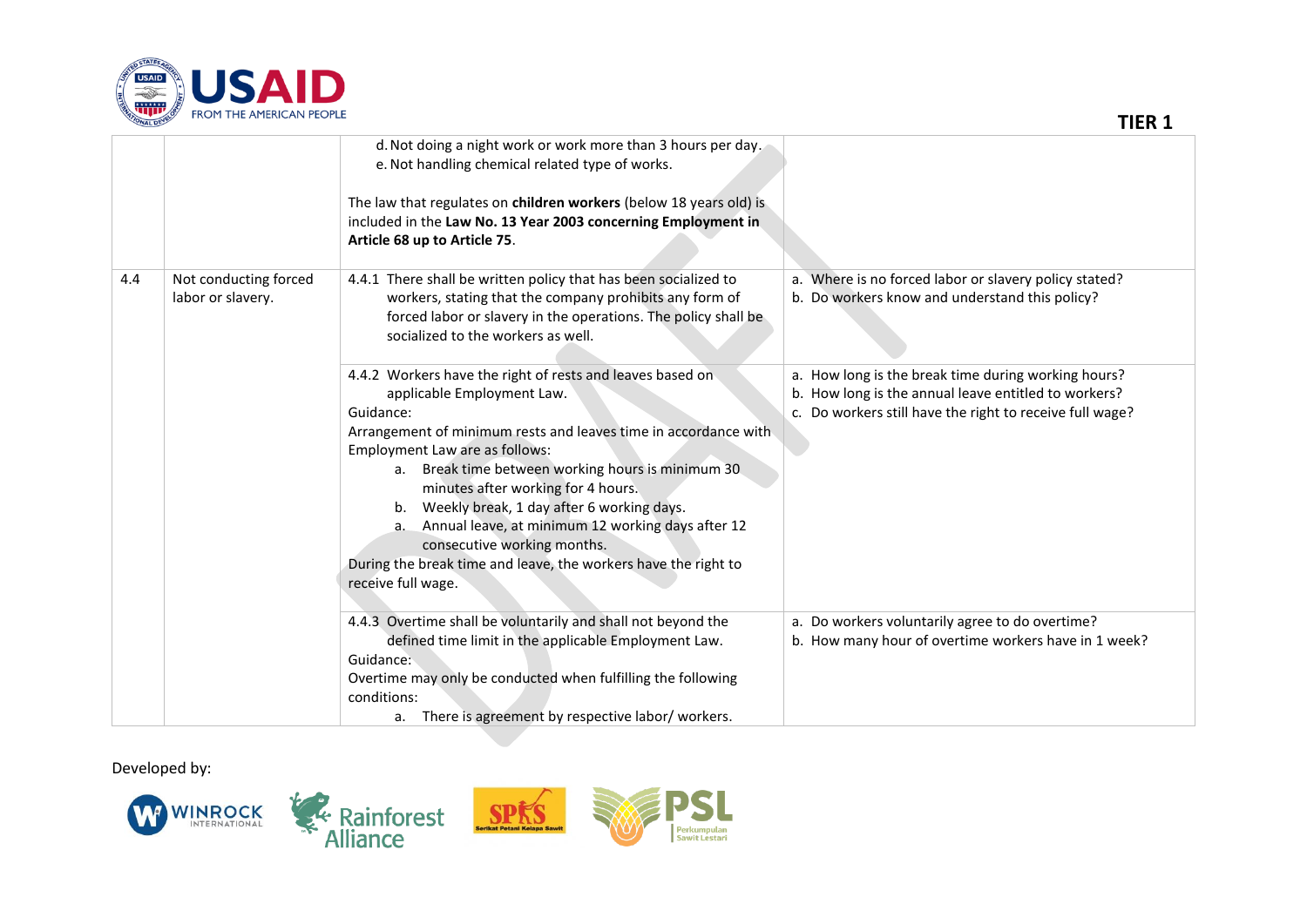| | | | |
|---|---|---|---|
| | | d. Not doing a night work or work more than 3 hours per day.<br>e. Not handling chemical related type of works.<br><br>The law that regulates on **children workers** (below 18 years old) is included in the **Law No. 13 Year 2003 concerning Employment in Article 68 up to Article 75**. | |
| 4.4 | Not conducting forced labor or slavery. | 4.4.1 There shall be written policy that has been socialized to workers, stating that the company prohibits any form of forced labor or slavery in the operations. The policy shall be socialized to the workers as well. | a. Where is no forced labor or slavery policy stated?<br>b. Do workers know and understand this policy? |
| | | 4.4.2 Workers have the right of rests and leaves based on applicable Employment Law.<br>Guidance:<br>Arrangement of minimum rests and leaves time in accordance with Employment Law are as follows:<br>a. Break time between working hours is minimum 30 minutes after working for 4 hours.<br>b. Weekly break, 1 day after 6 working days.<br>a. Annual leave, at minimum 12 working days after 12 consecutive working months.<br>During the break time and leave, the workers have the right to receive full wage. | a. How long is the break time during working hours?<br>b. How long is the annual leave entitled to workers?<br>c. Do workers still have the right to receive full wage? |
| | | 4.4.3 Overtime shall be voluntarily and shall not beyond the defined time limit in the applicable Employment Law.<br>Guidance:<br>Overtime may only be conducted when fulfilling the following conditions:<br>a. There is agreement by respective labor/ workers. | a. Do workers voluntarily agree to do overtime?<br>b. How many hour of overtime workers have in 1 week? |

Developed by: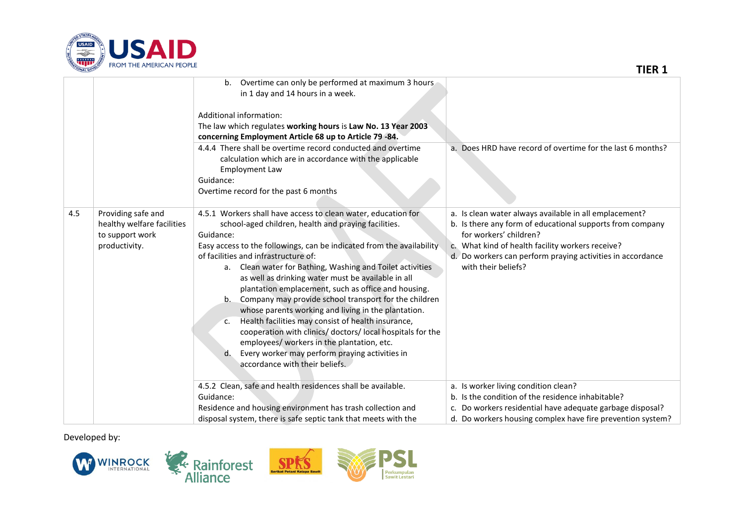| | | | |
|---|---|---|---|
| | | b. Overtime can only be performed at maximum 3 hours in 1 day and 14 hours in a week.<br><br>Additional information:<br>The law which regulates **working hours** is **Law No. 13 Year 2003 concerning Employment Article 68 up to Article 79 -84.** | |
| | | 4.4.4 There shall be overtime record conducted and overtime calculation which are in accordance with the applicable Employment Law<br>Guidance:<br>Overtime record for the past 6 months | a. Does HRD have record of overtime for the last 6 months? |
| 4.5 | Providing safe and healthy welfare facilities to support work productivity. | 4.5.1 Workers shall have access to clean water, education for school-aged children, health and praying facilities.<br>Guidance:<br>Easy access to the followings, can be indicated from the availability of facilities and infrastructure of:<br>a. Clean water for Bathing, Washing and Toilet activities as well as drinking water must be available in all plantation emplacement, such as office and housing.<br>b. Company may provide school transport for the children whose parents working and living in the plantation.<br>c. Health facilities may consist of health insurance, cooperation with clinics/ doctors/ local hospitals for the employees/ workers in the plantation, etc.<br>d. Every worker may perform praying activities in accordance with their beliefs. | a. Is clean water always available in all emplacement?<br>b. Is there any form of educational supports from company for workers' children?<br>c. What kind of health facility workers receive?<br>d. Do workers can perform praying activities in accordance with their beliefs? |
| | | 4.5.2 Clean, safe and health residences shall be available.<br>Guidance:<br>Residence and housing environment has trash collection and disposal system, there is safe septic tank that meets with the | a. Is worker living condition clean?<br>b. Is the condition of the residence inhabitable?<br>c. Do workers residential have adequate garbage disposal?<br>d. Do workers housing complex have fire prevention system? |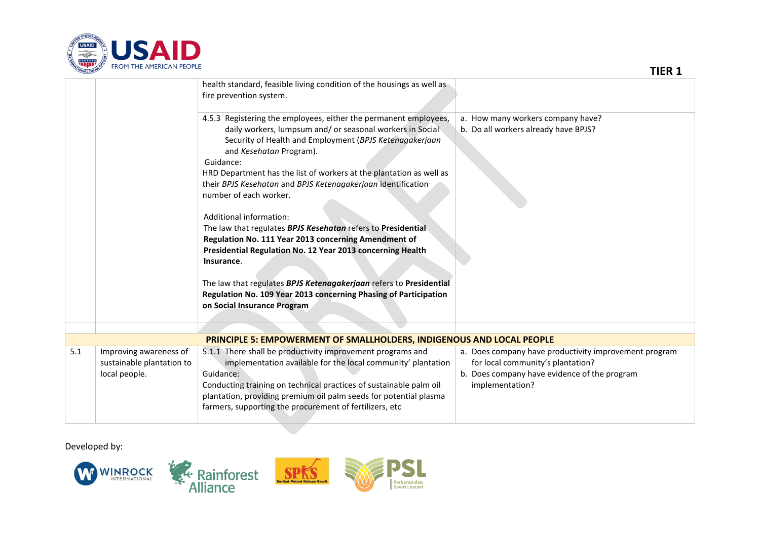| | | | |
|---|---|---|---|
| | | health standard, feasible living condition of the housings as well as fire prevention system. | |
| | | 4.5.3 Registering the employees, either the permanent employees, daily workers, lumpsum and/ or seasonal workers in Social Security of Health and Employment (*BPJS Ketenagakerjaan* and *Kesehatan* Program).<br>Guidance:<br>HRD Department has the list of workers at the plantation as well as their *BPJS Kesehatan* and *BPJS Ketenagakerjaan* identification number of each worker.<br><br>Additional information:<br>The law that regulates ***BPJS Kesehatan*** refers to **Presidential Regulation No. 111 Year 2013 concerning Amendment of Presidential Regulation No. 12 Year 2013 concerning Health Insurance**.<br><br>The law that regulates ***BPJS Ketenagakerjaan*** refers to **Presidential Regulation No. 109 Year 2013 concerning Phasing of Participation on Social Insurance Program** | a. How many workers company have?<br>b. Do all workers already have BPJS? |
| | | | |
| **PRINCIPLE 5: EMPOWERMENT OF SMALLHOLDERS, INDIGENOUS AND LOCAL PEOPLE** | | | |
| 5.1 | Improving awareness of sustainable plantation to local people. | 5.1.1 There shall be productivity improvement programs and implementation available for the local community' plantation<br>Guidance:<br>Conducting training on technical practices of sustainable palm oil plantation, providing premium oil palm seeds for potential plasma farmers, supporting the procurement of fertilizers, etc | a. Does company have productivity improvement program for local community's plantation?<br>b. Does company have evidence of the program implementation? |

Developed by: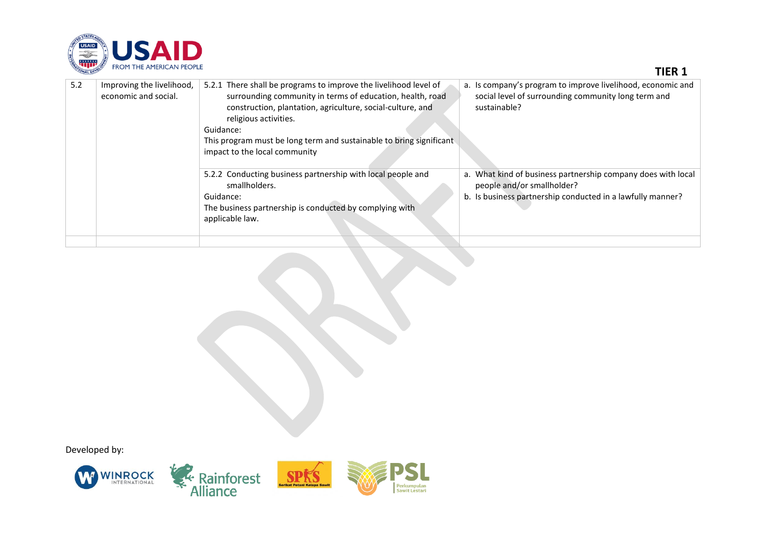**TIER 1**

| | | | |
|---|---|---|---|
| 5.2 | Improving the livelihood, economic and social. | 5.2.1 There shall be programs to improve the livelihood level of surrounding community in terms of education, health, road construction, plantation, agriculture, social-culture, and religious activities.<br>Guidance:<br>This program must be long term and sustainable to bring significant impact to the local community | a. Is company's program to improve livelihood, economic and social level of surrounding community long term and sustainable? |
| | | 5.2.2 Conducting business partnership with local people and smallholders.<br>Guidance:<br>The business partnership is conducted by complying with applicable law. | a. What kind of business partnership company does with local people and/or smallholder?<br>b. Is business partnership conducted in a lawfully manner? |
| | | | |

Developed by: